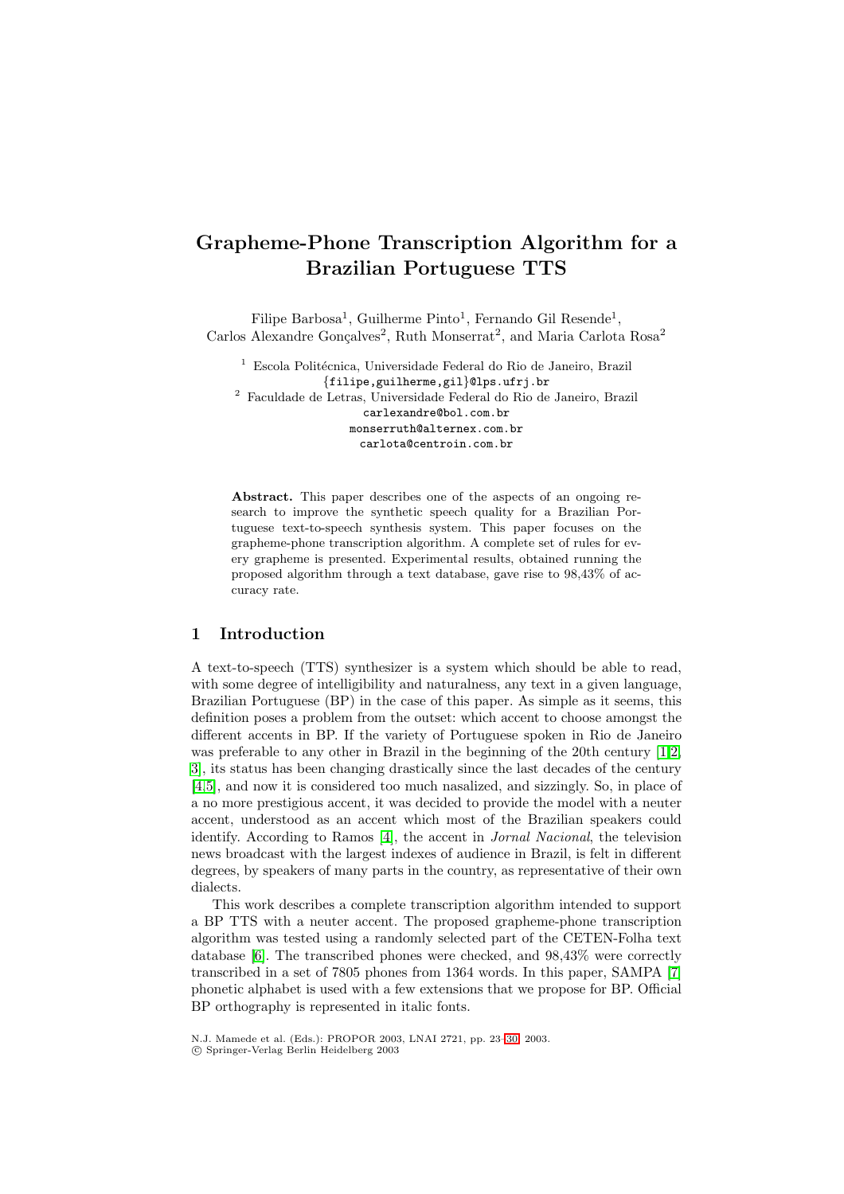# Grapheme-Phone Transcription Algorithm for a Brazilian Portuguese TTS

Filipe Barbosa[1], Guilherme Pinto[1], Fernando Gil Resende[1], Carlos Alexandre Gonçalves[2], Ruth Monserrat[2], and Maria Carlota Rosa[2]

[1] Escola Politécnica, Universidade Federal do Rio de Janeiro, Brazil
{filipe,guilherme,gil}@lps.ufrj.br

[2] Faculdade de Letras, Universidade Federal do Rio de Janeiro, Brazil
carlexandre@bol.com.br
monserruth@alternex.com.br
carlota@centroin.com.br

**Abstract.** This paper describes one of the aspects of an ongoing research to improve the synthetic speech quality for a Brazilian Portuguese text-to-speech synthesis system. This paper focuses on the grapheme-phone transcription algorithm. A complete set of rules for every grapheme is presented. Experimental results, obtained running the proposed algorithm through a text database, gave rise to 98,43% of accuracy rate.

## 1 Introduction

A text-to-speech (TTS) synthesizer is a system which should be able to read, with some degree of intelligibility and naturalness, any text in a given language, Brazilian Portuguese (BP) in the case of this paper. As simple as it seems, this definition poses a problem from the outset: which accent to choose amongst the different accents in BP. If the variety of Portuguese spoken in Rio de Janeiro was preferable to any other in Brazil in the beginning of the 20th century [1,2, 3], its status has been changing drastically since the last decades of the century [4,5], and now it is considered too much nasalized, and sizzingly. So, in place of a no more prestigious accent, it was decided to provide the model with a neuter accent, understood as an accent which most of the Brazilian speakers could identify. According to Ramos [4], the accent in *Jornal Nacional*, the television news broadcast with the largest indexes of audience in Brazil, is felt in different degrees, by speakers of many parts in the country, as representative of their own dialects.

This work describes a complete transcription algorithm intended to support a BP TTS with a neuter accent. The proposed grapheme-phone transcription algorithm was tested using a randomly selected part of the CETEN-Folha text database [6]. The transcribed phones were checked, and 98,43% were correctly transcribed in a set of 7805 phones from 1364 words. In this paper, SAMPA [7] phonetic alphabet is used with a few extensions that we propose for BP. Official BP orthography is represented in italic fonts.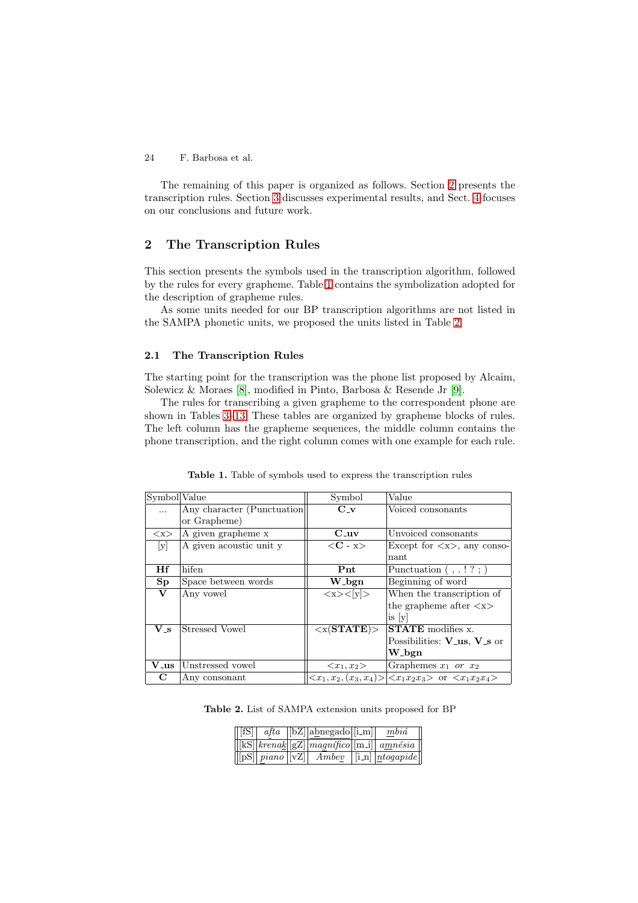The remaining of this paper is organized as follows. Section 2 presents the transcription rules. Section 3 discusses experimental results, and Sect. 4 focuses on our conclusions and future work.

## 2 The Transcription Rules

This section presents the symbols used in the transcription algorithm, followed by the rules for every grapheme. Table 1 contains the symbolization adopted for the description of grapheme rules.

As some units needed for our BP transcription algorithms are not listed in the SAMPA phonetic units, we proposed the units listed in Table 2.

### 2.1 The Transcription Rules

The starting point for the transcription was the phone list proposed by Alcaim, Solewicz & Moraes [8], modified in Pinto, Barbosa & Resende Jr [9].

The rules for transcribing a given grapheme to the correspondent phone are shown in Tables 3–13. These tables are organized by grapheme blocks of rules. The left column has the grapheme sequences, the middle column contains the phone transcription, and the right column comes with one example for each rule.

**Table 1.** Table of symbols used to express the transcription rules

| Symbol | Value | Symbol | Value |
|---|---|---|---|
| ... | Any character (Punctuation or Grapheme) | **C_v** | Voiced consonants |
| <x> | A given grapheme x | **C_uv** | Unvoiced consonants |
| [y] | A given acoustic unit y | <**C** - x> | Except for <x>, any consonant |
| **Hf** | hifen | **Pnt** | Punctuation ( , . ! ? ; ) |
| **Sp** | Space between words | **W_bgn** | Beginning of word |
| **V** | Any vowel | <x><[y]> | When the transcription of the grapheme after <x> is [y] |
| **V_s** | Stressed Vowel | <x(**STATE**)> | **STATE** modifies x. Possibilities: **V_us**, **V_s** or **W_bgn** |
| **V_us** | Unstressed vowel | $<x_1, x_2>$ | Graphemes $x_1$ *or* $x_2$ |
| **C** | Any consonant | $<x_1, x_2, (x_3, x_4)>$ | $<x_1x_2x_3>$ or $<x_1x_2x_4>$ |

**Table 2.** List of SAMPA extension units proposed for BP

| | | | | | |
|---|---|---|---|---|---|
| [fS] | *a<u>f</u>ta* | [bZ] | a<u>b</u>negado | [i_m] | *<u>m</u>biá* |
| [kS] | *krena<u>k</u>* | [gZ] | *ma<u>g</u>nífico* | [m_i] | *a<u>m</u>nésia* |
| [pS] | *<u>p</u>iano* | [vZ] | *Ambe<u>v</u>* | [i_n] | *<u>n</u>togapide* |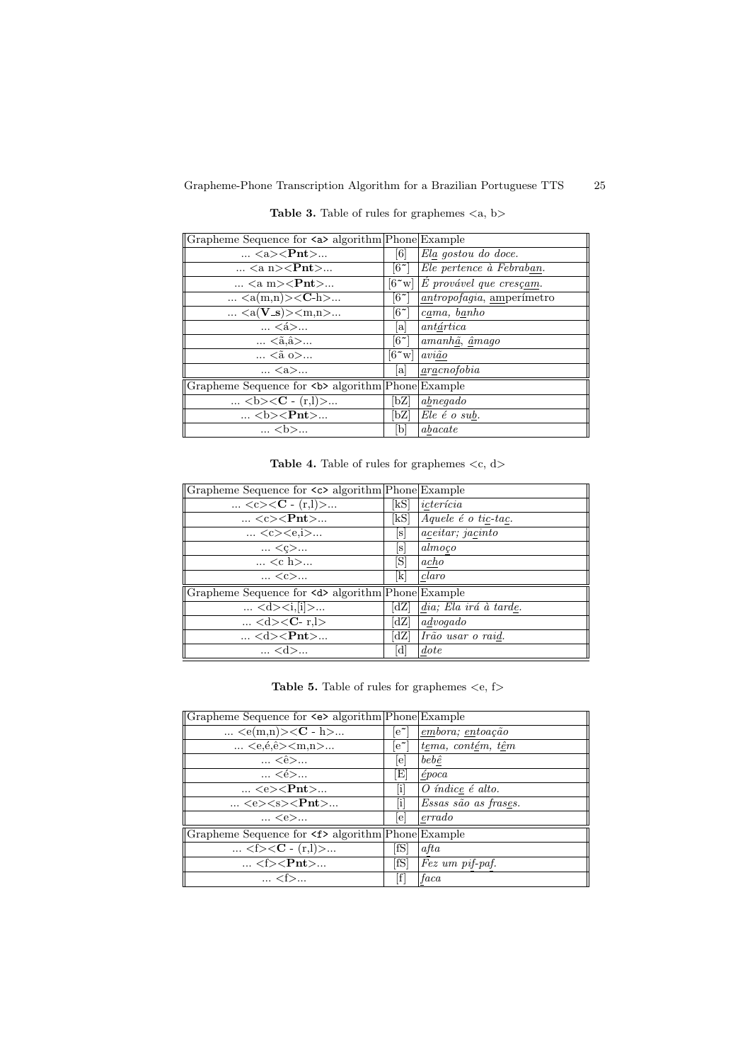**Table 3.** Table of rules for graphemes <a, b>

| Grapheme Sequence for <a> algorithm | Phone | Example |
|---|---|---|
| ... <a><**Pnt**>... | [6] | *Ela gostou do doce.* |
| ... <a n><**Pnt**>... | [6~] | *Ele pertence à Febraban.* |
| ... <a m><**Pnt**>... | [6~w] | *É provável que cresçam.* |
| ... <a(m,n)><**C**-h>... | [6~] | *antropofagia, amperímetro* |
| ... <a(**V_s**)><m,n>... | [6~] | *cama, banho* |
| ... <á>... | [a] | *antártica* |
| ... <ã,â>... | [6~] | *amanhã, âmago* |
| ... <ã o>... | [6~w] | *avião* |
| ... <a>... | [a] | *aracnofobia* |
| **Grapheme Sequence for <b> algorithm** | **Phone** | **Example** |
| ... <b><**C** - (r,l)>... | [bZ] | *abnegado* |
| ... <b><**Pnt**>... | [bZ] | *Ele é o sub.* |
| ... <b>... | [b] | *abacate* |

**Table 4.** Table of rules for graphemes <c, d>

| Grapheme Sequence for <c> algorithm | Phone | Example |
|---|---|---|
| ... <c><**C** - (r,l)>... | [kS] | *icterícia* |
| ... <c><**Pnt**>... | [kS] | *Aquele é o tic-tac.* |
| ... <c><e,i>... | [s] | *aceitar; jacinto* |
| ... <ç>... | [s] | *almoço* |
| ... <c h>... | [S] | *acho* |
| ... <c>... | [k] | *claro* |
| **Grapheme Sequence for <d> algorithm** | **Phone** | **Example** |
| ... <d><i,[i]>... | [dZ] | *dia; Ela irá à tarde.* |
| ... <d><**C**- r,l> | [dZ] | *advogado* |
| ... <d><**Pnt**>... | [dZ] | *Irão usar o raid.* |
| ... <d>... | [d] | *dote* |

**Table 5.** Table of rules for graphemes <e, f>

| Grapheme Sequence for <e> algorithm | Phone | Example |
|---|---|---|
| ... <e(m,n)><**C** - h>... | [e~] | *embora; entoação* |
| ... <e,é,ê><m,n>... | [e~] | *tema, contém, têm* |
| ... <ê>... | [e] | *bebê* |
| ... <é>... | [E] | *época* |
| ... <e><**Pnt**>... | [i] | *O índice é alto.* |
| ... <e><s><**Pnt**>... | [i] | *Essas são as frases.* |
| ... <e>... | [e] | *errado* |
| **Grapheme Sequence for <f> algorithm** | **Phone** | **Example** |
| ... <f><**C** - (r,l)>... | [fS] | *afta* |
| ... <f><**Pnt**>... | [fS] | *Fez um pif-paf.* |
| ... <f>... | [f] | *faca* |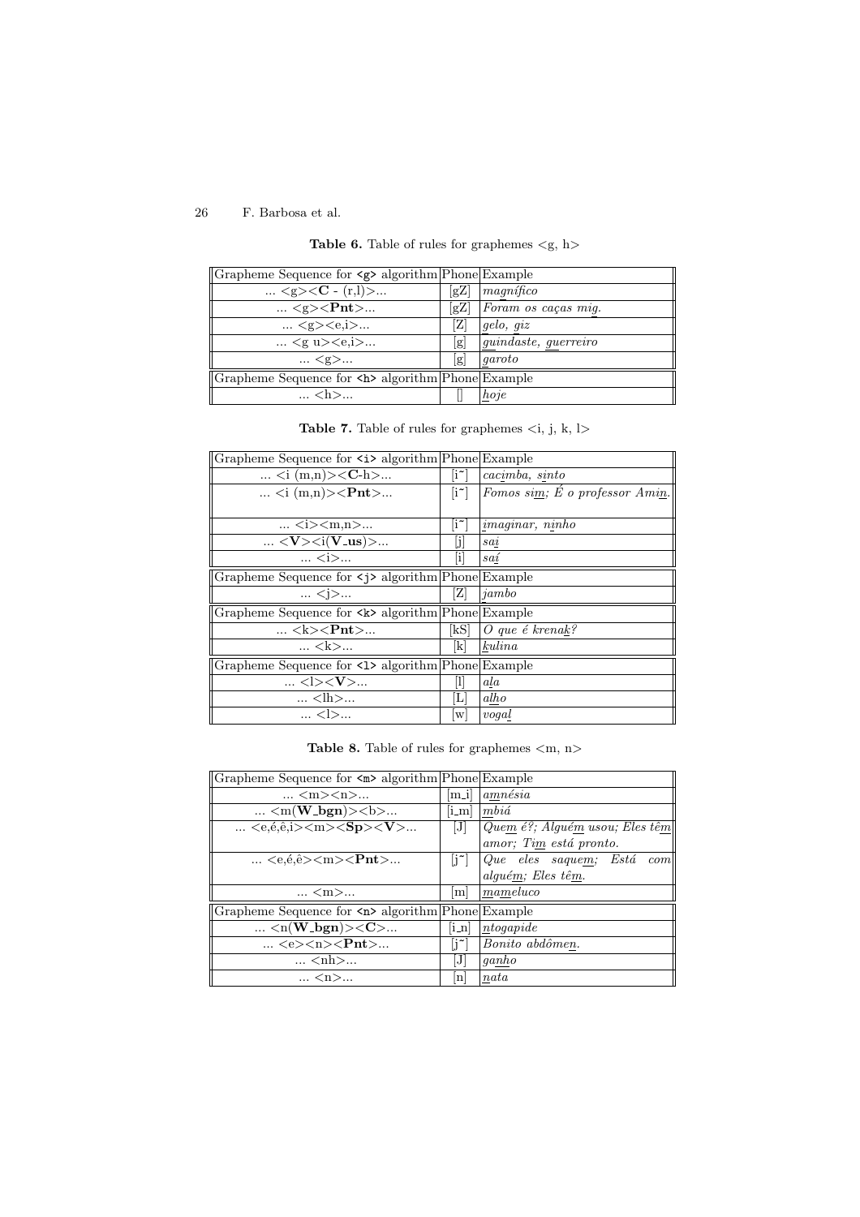**Table 6.** Table of rules for graphemes <g, h>

| Grapheme Sequence for `<g>` algorithm | Phone | Example |
|---|---|---|
| ... <g><**C** - (r,l)>... | [gZ] | *m<u>a</u>gnífico* |
| ... <g><**Pnt**>... | [gZ] | *Foram os caças mig.* |
| ... <g><e,i>... | [Z] | *<u>g</u>elo, <u>g</u>iz* |
| ... <g u><e,i>... | [g] | *<u>gu</u>indaste, <u>gu</u>erreiro* |
| ... <g>... | [g] | *<u>g</u>aroto* |
| **Grapheme Sequence for `<h>` algorithm** | **Phone** | **Example** |
| ... <h>... | [] | *<u>h</u>oje* |

**Table 7.** Table of rules for graphemes <i, j, k, l>

| Grapheme Sequence for `<i>` algorithm | Phone | Example |
|---|---|---|
| ... <i (m,n)><**C**-h>... | [i~] | *cac<u>i</u>mba, s<u>i</u>nto* |
| ... <i (m,n)><**Pnt**>... | [i~] | *Fomos s<u>im</u>; É o professor Am<u>in</u>.* |
| ... <i><m,n>... | [i~] | *<u>i</u>maginar, n<u>i</u>nho* |
| ... <**V**><i(**V_us**)>... | [j] | *sa<u>i</u>* |
| ... <i>... | [i] | *sa<u>í</u>* |
| **Grapheme Sequence for `<j>` algorithm** | **Phone** | **Example** |
| ... <j>... | [Z] | *jambo* |
| **Grapheme Sequence for `<k>` algorithm** | **Phone** | **Example** |
| ... <k><**Pnt**>... | [kS] | *O que é krena<u>k</u>?* |
| ... <k>... | [k] | *<u>k</u>ulina* |
| **Grapheme Sequence for `<l>` algorithm** | **Phone** | **Example** |
| ... <l><**V**>... | [l] | *a<u>l</u>a* |
| ... <lh>... | [L] | *a<u>lh</u>o* |
| ... <l>... | [w] | *voga<u>l</u>* |

**Table 8.** Table of rules for graphemes <m, n>

| Grapheme Sequence for `<m>` algorithm | Phone | Example |
|---|---|---|
| ... <m><n>... | [m_i] | *a<u>m</u>nésia* |
| ... <m(**W_bgn**)><b>... | [i_m] | *<u>m</u>biá* |
| ... <e,é,ê,i><m><**Sp**><**V**>... | [J] | *Que<u>m</u> é?; Algué<u>m</u> usou; Eles tê<u>m</u> amor; Ti<u>m</u> está pronto.* |
| ... <e,é,ê><m><**Pnt**>... | [j~] | *Que eles saque<u>m</u>; Está com algué<u>m</u>; Eles tê<u>m</u>.* |
| ... <m>... | [m] | *ma<u>m</u>eluco* |
| **Grapheme Sequence for `<n>` algorithm** | **Phone** | **Example** |
| ... <n(**W_bgn**)><**C**>... | [i_n] | *<u>n</u>togapide* |
| ... <e><n><**Pnt**>... | [j~] | *Bonito abdôme<u>n</u>.* |
| ... <nh>... | [J] | *ga<u>nh</u>o* |
| ... <n>... | [n] | *<u>n</u>ata* |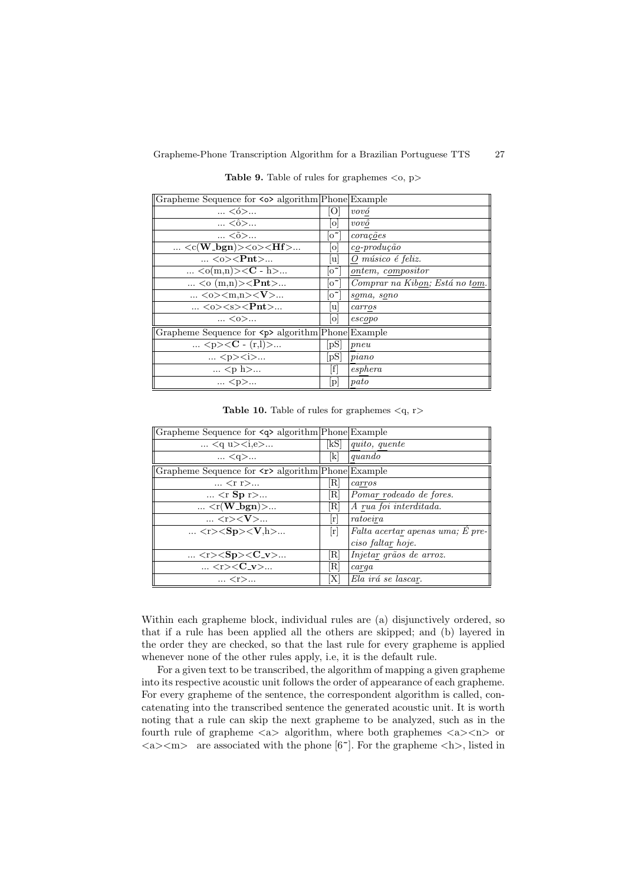**Table 9.** Table of rules for graphemes <o, p>

| Grapheme Sequence for <o> algorithm | Phone | Example |
|---|---|---|
| ... <ó>... | [O] | *vov*<u>*ó*</u> |
| ... <ô>... | [o] | *vov*<u>*ô*</u> |
| ... <õ>... | [o~] | *coraç*<u>*õ*</u>*es* |
| ... <c(**W_bgn**)><o><**Hf**>... | [o] | *c*<u>*o*</u>*-produção* |
| ... <o><**Pnt**>... | [u] | <u>*O*</u> *músico é feliz.* |
| ... <o(m,n)><**C** - h>... | [o~] | <u>*on*</u>*tem, c*<u>*om*</u>*positor* |
| ... <o (m,n)><**Pnt**>... | [o~] | *Comprar na Kib*<u>*on*</u>*; Está no t*<u>*om*</u>*.* |
| ... <o><m,n><**V**>... | [o~] | *s*<u>*o*</u>*ma, s*<u>*o*</u>*no* |
| ... <o><s><**Pnt**>... | [u] | *carr*<u>*o*</u>*s* |
| ... <o>... | [o] | *esc*<u>*o*</u>*po* |
| **Grapheme Sequence for <p> algorithm** | **Phone** | **Example** |
| ... <p><**C** - (r,l)>... | [pS] | *pneu* |
| ... <p><i>... | [pS] | *piano* |
| ... <p h>... | [f] | *esphera* |
| ... <p>... | [p] | *pato* |

**Table 10.** Table of rules for graphemes <q, r>

| Grapheme Sequence for <q> algorithm | Phone | Example |
|---|---|---|
| ... <q u><i,e>... | [kS] | *quito, quente* |
| ... <q>... | [k] | *quando* |
| **Grapheme Sequence for <r> algorithm** | **Phone** | **Example** |
| ... <r r>... | [R] | *ca*<u>*rr*</u>*os* |
| ... <r **Sp** r>... | [R] | *Pomar rodeado de fores.* |
| ... <r(**W_bgn**)>... | [R] | *A* <u>*r*</u>*ua foi interditada.* |
| ... <r><**V**>... | [r] | *ratoei*<u>*r*</u>*a* |
| ... <r><**Sp**><**V**,h>... | [r] | *Falta acerta*<u>*r*</u> *apenas uma; É preciso falta*<u>*r*</u> *hoje.* |
| ... <r><**Sp**><**C_v**>... | [R] | *Injeta*<u>*r*</u> *grãos de arroz.* |
| ... <r><**C_v**>... | [R] | *ca*<u>*r*</u>*ga* |
| ... <r>... | [X] | *Ela irá se lasca*<u>*r*</u>*.* |

Within each grapheme block, individual rules are (a) disjunctively ordered, so that if a rule has been applied all the others are skipped; and (b) layered in the order they are checked, so that the last rule for every grapheme is applied whenever none of the other rules apply, i.e, it is the default rule.

For a given text to be transcribed, the algorithm of mapping a given grapheme into its respective acoustic unit follows the order of appearance of each grapheme. For every grapheme of the sentence, the correspondent algorithm is called, concatenating into the transcribed sentence the generated acoustic unit. It is worth noting that a rule can skip the next grapheme to be analyzed, such as in the fourth rule of grapheme <a> algorithm, where both graphemes <a><n> or <a><m> are associated with the phone [6~]. For the grapheme <h>, listed in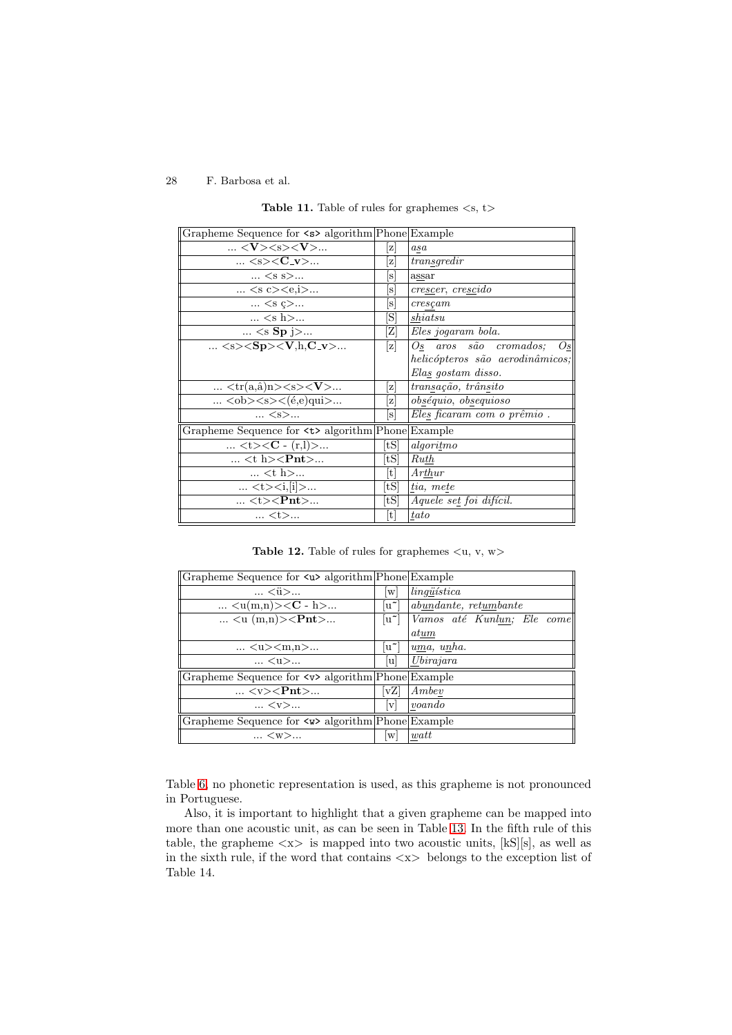**Table 11.** Table of rules for graphemes <s, t>

| Grapheme Sequence for <s> algorithm | Phone | Example |
|---|---|---|
| ... <**V**><s><**V**>... | [z] | *a<u>s</u>a* |
| ... <s><**C_v**>... | [z] | *tran<u>s</u>gredir* |
| ... <s s>... | [s] | a<u>ss</u>ar |
| ... <s c><e,i>... | [s] | *cre<u>sc</u>er, cre<u>sc</u>ido* |
| ... <s ç>... | [s] | *cre<u>sç</u>am* |
| ... <s h>... | [S] | *<u>sh</u>iatsu* |
| ... <s **Sp** j>... | [Z] | *Ele<u>s</u> jogaram bola.* |
| ... <s><**Sp**><**V**,h,**C_v**>... | [z] | *O<u>s</u> aros são cromados; O<u>s</u> helicópteros são aerodinâmicos; Ela<u>s</u> gostam disso.* |
| ... <tr(a,â)n><s><**V**>... | [z] | *tran<u>s</u>ação, trân<u>s</u>ito* |
| ... <ob><s><(é,e)qui>... | [z] | *ob<u>s</u>équio, ob<u>s</u>equioso* |
| ... <s>... | [s] | *Ele<u>s</u> ficaram com o prêmio .* |
| **Grapheme Sequence for <t> algorithm** | **Phone** | **Example** |
| ... <t><**C** - (r,l)>... | [tS] | *algori<u>t</u>mo* |
| ... <t h><**Pnt**>... | [tS] | *Ru<u>th</u>* |
| ... <t h>... | [t] | *Ar<u>th</u>ur* |
| ... <t><i,[i]>... | [tS] | *<u>t</u>ia, me<u>t</u>e* |
| ... <t><**Pnt**>... | [tS] | *Aquele se<u>t</u> foi difícil.* |
| ... <t>... | [t] | *<u>t</u>ato* |

**Table 12.** Table of rules for graphemes <u, v, w>

| Grapheme Sequence for <u> algorithm | Phone | Example |
|---|---|---|
| ... <ü>... | [w] | *ling<u>ü</u>ística* |
| ... <u(m,n)><**C** - h>... | [u~] | *ab<u>un</u>dante, ret<u>um</u>bante* |
| ... <u (m,n)><**Pnt**>... | [u~] | *Vamos até Kunl<u>un</u>; Ele come at<u>um</u>* |
| ... <u><m,n>... | [u~] | *<u>u</u>ma, <u>u</u>nha.* |
| ... <u>... | [u] | *<u>U</u>birajara* |
| **Grapheme Sequence for <v> algorithm** | **Phone** | **Example** |
| ... <v><**Pnt**>... | [vZ] | *Ambe<u>v</u>* |
| ... <v>... | [v] | *<u>v</u>oando* |
| **Grapheme Sequence for <w> algorithm** | **Phone** | **Example** |
| ... <w>... | [w] | *<u>w</u>att* |

Table 6, no phonetic representation is used, as this grapheme is not pronounced in Portuguese.

Also, it is important to highlight that a given grapheme can be mapped into more than one acoustic unit, as can be seen in Table 13. In the fifth rule of this table, the grapheme <x> is mapped into two acoustic units, [kS][s], as well as in the sixth rule, if the word that contains <x> belongs to the exception list of Table 14.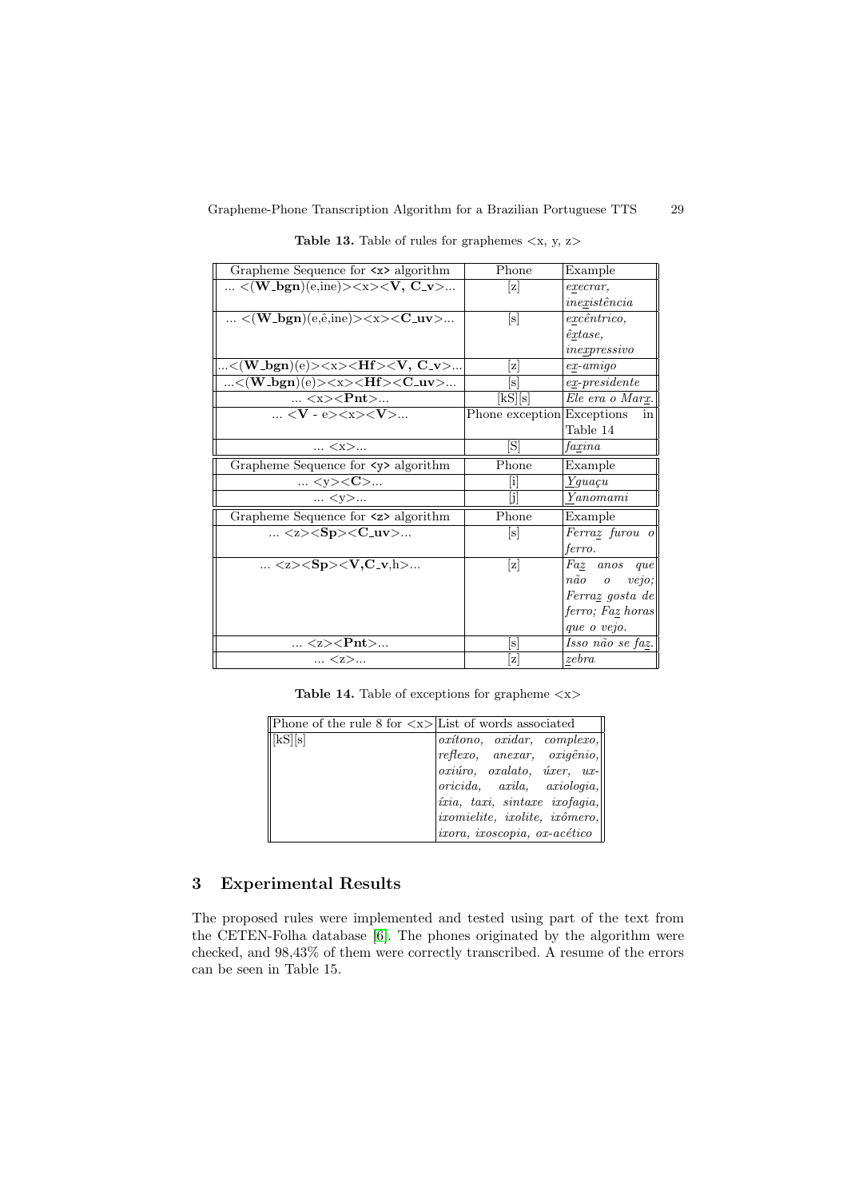**Table 13.** Table of rules for graphemes <x, y, z>

| Grapheme Sequence for <x> algorithm | Phone | Example |
|---|---|---|
| ... <(**W_bgn**)(e,ine)><x><**V, C_v**>... | [z] | *e<u>x</u>ecrar*, *ine<u>x</u>istência* |
| ... <(**W_bgn**)(e,ê,ine)><x><**C_uv**>... | [s] | *e<u>x</u>cêntrico*, *ê<u>x</u>tase*, *ine<u>x</u>pressivo* |
| ...<(**W_bgn**)(e)><x><**Hf**><**V, C_v**>... | [z] | *e<u>x</u>-amigo* |
| ...<(**W_bgn**)(e)><x><**Hf**><**C_uv**>... | [s] | *e<u>x</u>-presidente* |
| ... <x><**Pnt**>... | [kS][s] | *Ele era o Mar<u>x</u>.* |
| ... <**V** - e><x><**V**>... | Phone exception | Exceptions in Table 14 |
| ... <x>... | [S] | *fa<u>x</u>ina* |
| **Grapheme Sequence for <y> algorithm** | **Phone** | **Example** |
| ... <y><**C**>... | [i] | *<u>Y</u>guaçu* |
| ... <y>... | [j] | *<u>Y</u>anomami* |
| **Grapheme Sequence for <z> algorithm** | **Phone** | **Example** |
| ... <z><**Sp**><**C_uv**>... | [s] | *Ferra<u>z</u> furou o ferro.* |
| ... <z><**Sp**><**V,C_v**,h>... | [z] | *Fa<u>z</u> anos que não o vejo; Ferra<u>z</u> gosta de ferro; Fa<u>z</u> horas que o vejo.* |
| ... <z><**Pnt**>... | [s] | *Isso não se fa<u>z</u>.* |
| ... <z>... | [z] | *<u>z</u>ebra* |

**Table 14.** Table of exceptions for grapheme <x>

| Phone of the rule 8 for <x> | List of words associated |
|---|---|
| [kS][s] | *oxítono, oxidar, complexo, reflexo, anexar, oxigênio, oxiúro, oxalato, úxer, uxoricida, axila, axiologia, íxia, taxi, sintaxe ixofagia, ixomielite, ixolite, ixômero, ixora, ixoscopia, ox-acético* |

## 3 Experimental Results

The proposed rules were implemented and tested using part of the text from the CETEN-Folha database [6]. The phones originated by the algorithm were checked, and 98,43% of them were correctly transcribed. A resume of the errors can be seen in Table 15.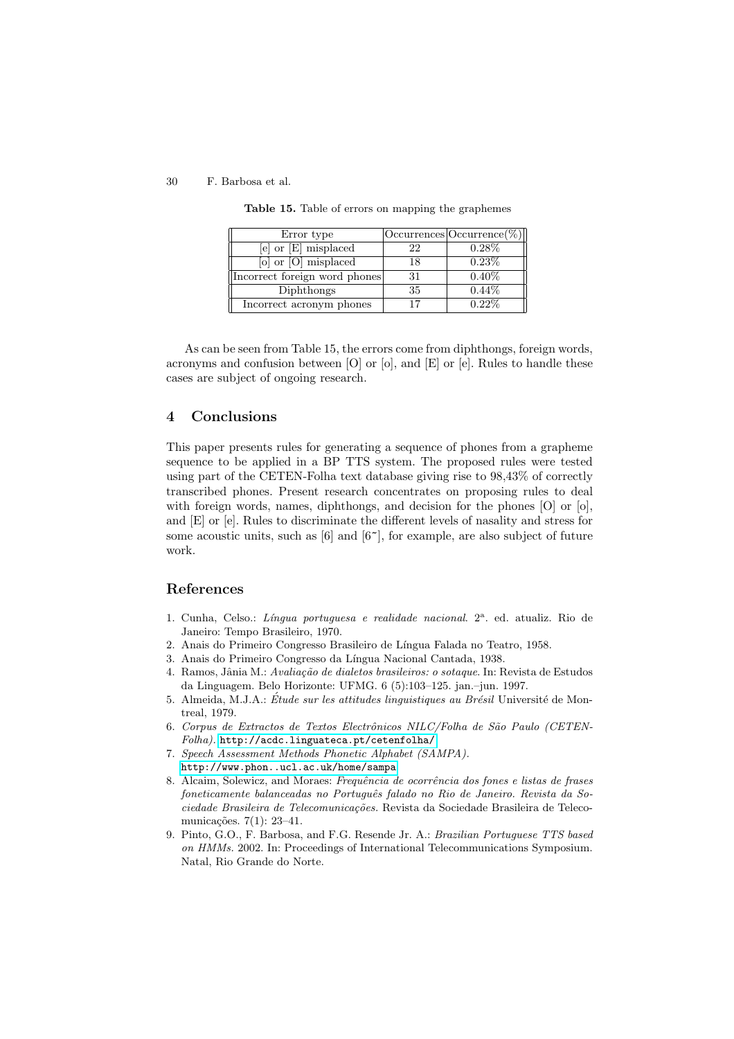**Table 15.** Table of errors on mapping the graphemes

| Error type | Occurrences | Occurrence(%) |
|---|---|---|
| [e] or [E] misplaced | 22 | 0.28% |
| [o] or [O] misplaced | 18 | 0.23% |
| Incorrect foreign word phones | 31 | 0.40% |
| Diphthongs | 35 | 0.44% |
| Incorrect acronym phones | 17 | 0.22% |

As can be seen from Table 15, the errors come from diphthongs, foreign words, acronyms and confusion between [O] or [o], and [E] or [e]. Rules to handle these cases are subject of ongoing research.

## 4 Conclusions

This paper presents rules for generating a sequence of phones from a grapheme sequence to be applied in a BP TTS system. The proposed rules were tested using part of the CETEN-Folha text database giving rise to 98,43% of correctly transcribed phones. Present research concentrates on proposing rules to deal with foreign words, names, diphthongs, and decision for the phones [O] or [o], and [E] or [e]. Rules to discriminate the different levels of nasality and stress for some acoustic units, such as [6] and [6~], for example, are also subject of future work.

## References

1. Cunha, Celso.: *Língua portuguesa e realidade nacional*. 2ª. ed. atualiz. Rio de Janeiro: Tempo Brasileiro, 1970.
2. Anais do Primeiro Congresso Brasileiro de Língua Falada no Teatro, 1958.
3. Anais do Primeiro Congresso da Língua Nacional Cantada, 1938.
4. Ramos, Jânia M.: *Avaliação de dialetos brasileiros: o sotaque*. In: Revista de Estudos da Linguagem. Belo Horizonte: UFMG. 6 (5):103–125. jan.–jun. 1997.
5. Almeida, M.J.A.: *Étude sur les attitudes linguistiques au Brésil* Université de Montreal, 1979.
6. *Corpus de Extractos de Textos Electrônicos NILC/Folha de São Paulo (CETEN-Folha)*. http://acdc.linguateca.pt/cetenfolha/
7. *Speech Assessment Methods Phonetic Alphabet (SAMPA)*. http://www.phon..ucl.ac.uk/home/sampa
8. Alcaim, Solewicz, and Moraes: *Frequência de ocorrência dos fones e listas de frases foneticamente balanceadas no Português falado no Rio de Janeiro. Revista da Sociedade Brasileira de Telecomunicações*. Revista da Sociedade Brasileira de Telecomunicações. 7(1): 23–41.
9. Pinto, G.O., F. Barbosa, and F.G. Resende Jr. A.: *Brazilian Portuguese TTS based on HMMs*. 2002. In: Proceedings of International Telecommunications Symposium. Natal, Rio Grande do Norte.